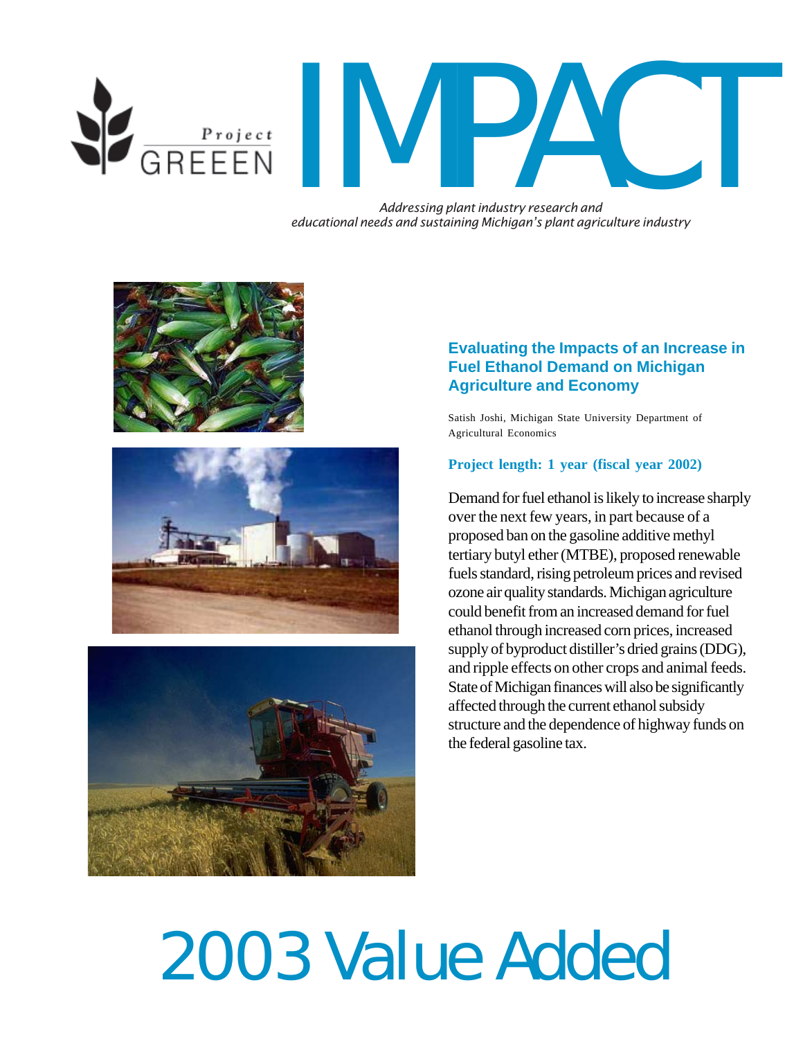Project GREEEN

# IMPACT

*Addressing plant industry research and educational needs and sustaining Michigan's plant agriculture industry*

## Evaluating the Impacts of an Increase in Fuel Ethanol Demand on Michigan Agriculture and Economy

Satish Joshi, Michigan State University Department of Agricultural Economics

**Project length: 1 year (fiscal year 2002)**

Demand for fuel ethanol is likely to increase sharply over the next few years, in part because of a proposed ban on the gasoline additive methyl tertiary butyl ether (MTBE), proposed renewable fuels standard, rising petroleum prices and revised ozone air quality standards. Michigan agriculture could benefit from an increased demand for fuel ethanol through increased corn prices, increased supply of byproduct distiller's dried grains (DDG), and ripple effects on other crops and animal feeds. State of Michigan finances will also be significantly affected through the current ethanol subsidy structure and the dependence of highway funds on the federal gasoline tax.

# 2003 Value Added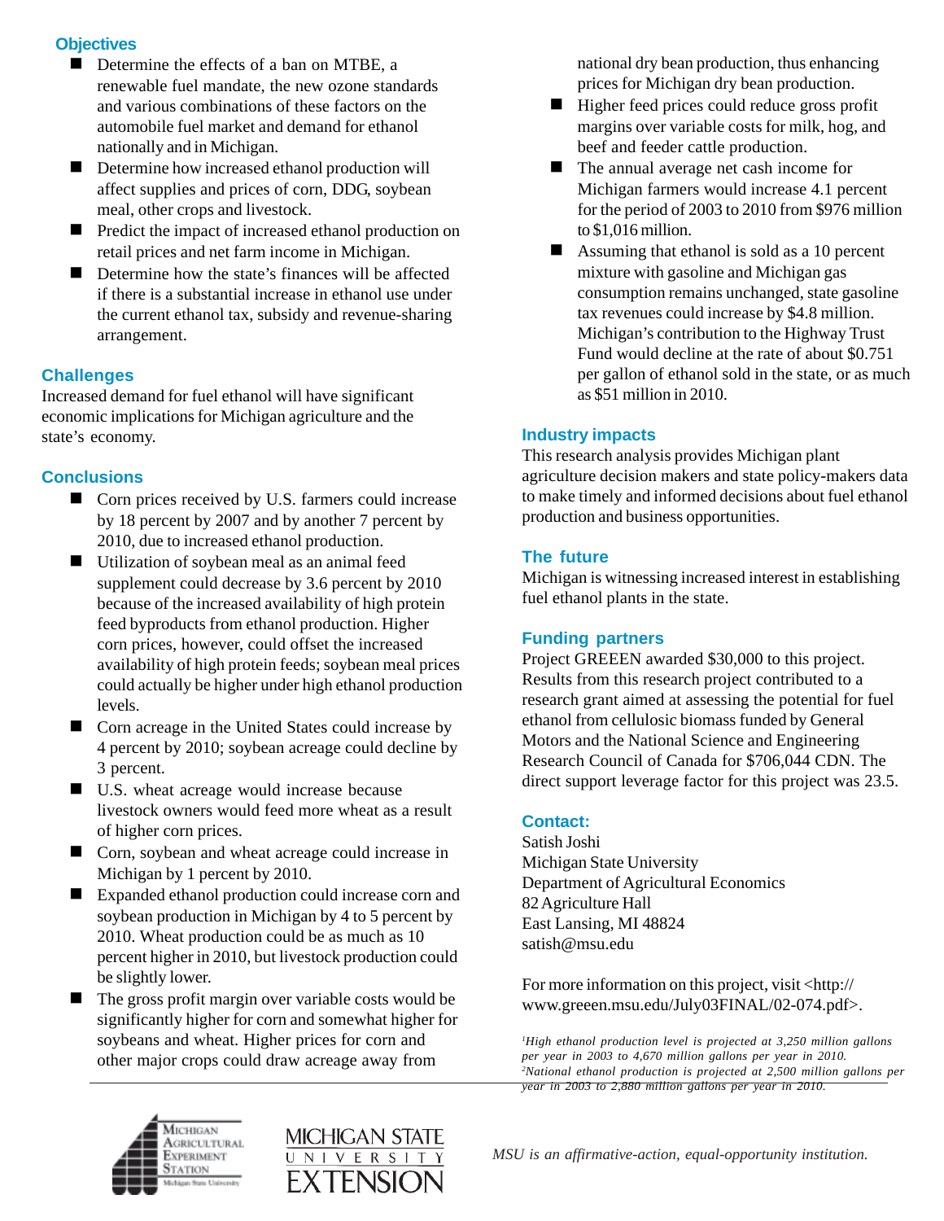## Objectives

- Determine the effects of a ban on MTBE, a renewable fuel mandate, the new ozone standards and various combinations of these factors on the automobile fuel market and demand for ethanol nationally and in Michigan.
- Determine how increased ethanol production will affect supplies and prices of corn, DDG, soybean meal, other crops and livestock.
- Predict the impact of increased ethanol production on retail prices and net farm income in Michigan.
- Determine how the state's finances will be affected if there is a substantial increase in ethanol use under the current ethanol tax, subsidy and revenue-sharing arrangement.

## Challenges

Increased demand for fuel ethanol will have significant economic implications for Michigan agriculture and the state's economy.

## Conclusions

- Corn prices received by U.S. farmers could increase by 18 percent by 2007 and by another 7 percent by 2010, due to increased ethanol production.
- Utilization of soybean meal as an animal feed supplement could decrease by 3.6 percent by 2010 because of the increased availability of high protein feed byproducts from ethanol production. Higher corn prices, however, could offset the increased availability of high protein feeds; soybean meal prices could actually be higher under high ethanol production levels.
- Corn acreage in the United States could increase by 4 percent by 2010; soybean acreage could decline by 3 percent.
- U.S. wheat acreage would increase because livestock owners would feed more wheat as a result of higher corn prices.
- Corn, soybean and wheat acreage could increase in Michigan by 1 percent by 2010.
- Expanded ethanol production could increase corn and soybean production in Michigan by 4 to 5 percent by 2010. Wheat production could be as much as 10 percent higher in 2010, but livestock production could be slightly lower.
- The gross profit margin over variable costs would be significantly higher for corn and somewhat higher for soybeans and wheat. Higher prices for corn and other major crops could draw acreage away from national dry bean production, thus enhancing prices for Michigan dry bean production.
- Higher feed prices could reduce gross profit margins over variable costs for milk, hog, and beef and feeder cattle production.
- The annual average net cash income for Michigan farmers would increase 4.1 percent for the period of 2003 to 2010 from $976 million to $1,016 million.
- Assuming that ethanol is sold as a 10 percent mixture with gasoline and Michigan gas consumption remains unchanged, state gasoline tax revenues could increase by $4.8 million. Michigan's contribution to the Highway Trust Fund would decline at the rate of about $0.751 per gallon of ethanol sold in the state, or as much as $51 million in 2010.

## Industry impacts

This research analysis provides Michigan plant agriculture decision makers and state policy-makers data to make timely and informed decisions about fuel ethanol production and business opportunities.

## The future

Michigan is witnessing increased interest in establishing fuel ethanol plants in the state.

## Funding partners

Project GREEEN awarded $30,000 to this project. Results from this research project contributed to a research grant aimed at assessing the potential for fuel ethanol from cellulosic biomass funded by General Motors and the National Science and Engineering Research Council of Canada for $706,044 CDN. The direct support leverage factor for this project was 23.5.

## Contact:

Satish Joshi
Michigan State University
Department of Agricultural Economics
82 Agriculture Hall
East Lansing, MI 48824
satish@msu.edu

For more information on this project, visit <http://www.greeen.msu.edu/July03FINAL/02-074.pdf>.

*[1]High ethanol production level is projected at 3,250 million gallons per year in 2003 to 4,670 million gallons per year in 2010.*
*[2]National ethanol production is projected at 2,500 million gallons per year in 2003 to 2,880 million gallons per year in 2010.*

Michigan Agricultural Experiment Station
Michigan State University

MICHIGAN STATE UNIVERSITY EXTENSION

*MSU is an affirmative-action, equal-opportunity institution.*